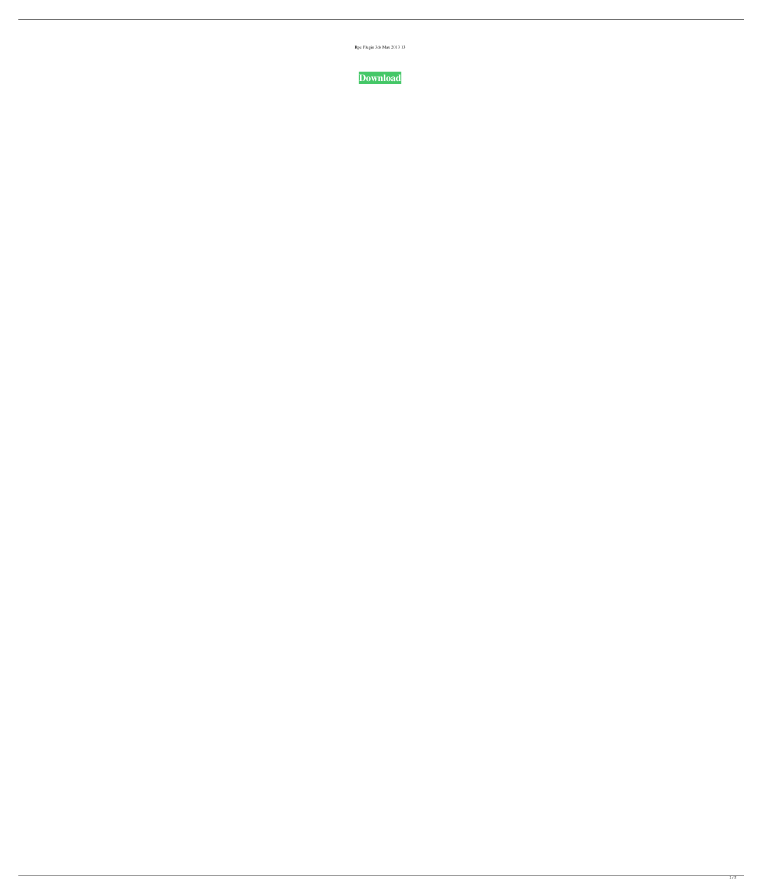Rpc Plugin 3ds Max 2013 13

**Download**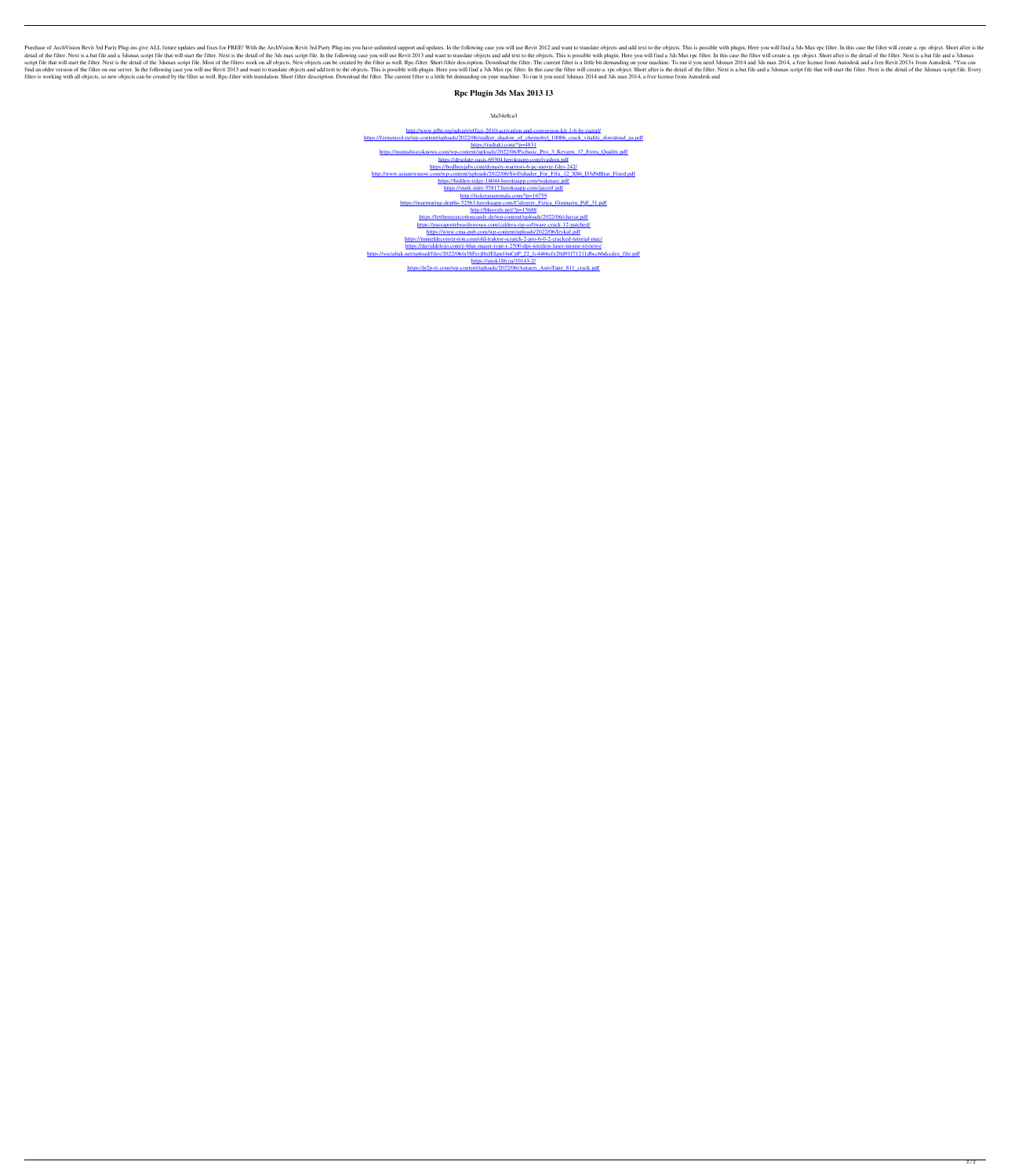Purchase of ArchVision Revit 3rd Party Plug-ins give ALL future updates and fixes for FREE! With the ArchVision Revit 3rd Party Plug-ins you have unlimited support and updates. In the following case you will use Revit 2012 and want to translate objects and add text to the objects. This is possible with plugin. Here you will find a 3ds Max rpc filter. In this case the filter will create a. rpc object. Short after is the detail of the filter. Next is a.bat file and a 3dsmax script file that will start the filter. Next is the detail of the 3ds max script file. In the following case you will use Revit 2013 and want to translate objects and add text to the objects. This is possible with plugin. Here you will find a 3ds Max rpc filter. In this case the filter will create a. rpc object. Short after is the detail of the filter. Next is a.bat file and a 3dsmax script file that will start the filter. Next is the detail of the 3dsmax script file. Most of the filters work on all objects. New objects can be created by the filter as well. Rpc-filter. Short filter description. Download the filter. The current filter is a little bit demanding on your machine. To run it you need 3dsmax 2014 and 3ds max 2014, a free license from Autodesk and a free Revit 2013+ from Autodesk. *You can find an older version of the filter on our server. In the following case you will use Revit 2013 and want to translate objects and add text to the objects. This is possible with plugin. Here you will find a 3ds Max rpc filter. In this case the filter will create a. rpc object. Short after is the detail of the filter. Next is a.bat file and a 3dsmax script file that will start the filter. Next is the detail of the 3dsmax script file. Every filter is working with all objects, so new objects can be created by the filter as well. Rpc-filter with translation. Short filter description. Download the filter. The current filter is a little bit demanding on your machine. To run it you need 3dsmax 2014 and 3ds max 2014, a free license from Autodesk and

## Rpc Plugin 3ds Max 2013 13

3da54e8ca3

http://www.pflit.org/advert/office-2010-activation-and-conversion-kit-1-6-by-razor/
https://fermencol.ru/wp-content/uploads/2022/06/stalker_shadow_of_chernobyl_10006_crack_vitality_download_za.pdf
https://radiaki.com/?p=4831
https://momalwaysknows.com/wp-content/uploads/2022/06/Picbasic_Pro_3_Keygen_17_Extra_Quality.pdf
https://desolate-oasis-69304.herokuapp.com/ivashon.pdf
https://bodhirajabs.com/dynasty-warriors-6-pc-movie-files-242/
http://www.asianewsnow.com/wp-content/uploads/2022/06/Swiftshader_For_Fifa_12_X86_D3d9dllrar_Fixed.pdf
https://hidden-ridge-16044.herokuapp.com/wakmarc.pdf
https://stark-inlet-55817.herokuapp.com/jaiceif.pdf
http://ticketguatemala.com/?p=16759
https://murmuring-depths-52563.herokuapp.com/Culegere_Fizica_Gimnaziu_Pdf_31.pdf
http://bluesols.net/?p=15688
https://letthemeatcottoncandy.de/wp-content/uploads/2022/06/chayar.pdf
https://passaportebrasileirousa.com/caldera-rip-software-crack-12-patched/
https://www.cma-pub.com/wp-content/uploads/2022/06/levkaf.pdf
https://tunneldeconversion.com/old-traktor-scratch-2-pro-6-0-2-cracked-tutorial-mac/
https://daviddelojo.com/e-blue-mazer-type-r-2500-dpi-wireless-laser-mouse-reviews/
https://socialtak.net/upload/files/2022/06/n3SFeijHxlEkgwf4nCpP_22_fc4466cfe20d91f71211dbcc6bdccdce_file.pdf
https://unsk186.ru/10143-2/
https://p2p-tv.com/wp-content/uploads/2022/06/Antares_AutoTune_811_crack.pdf